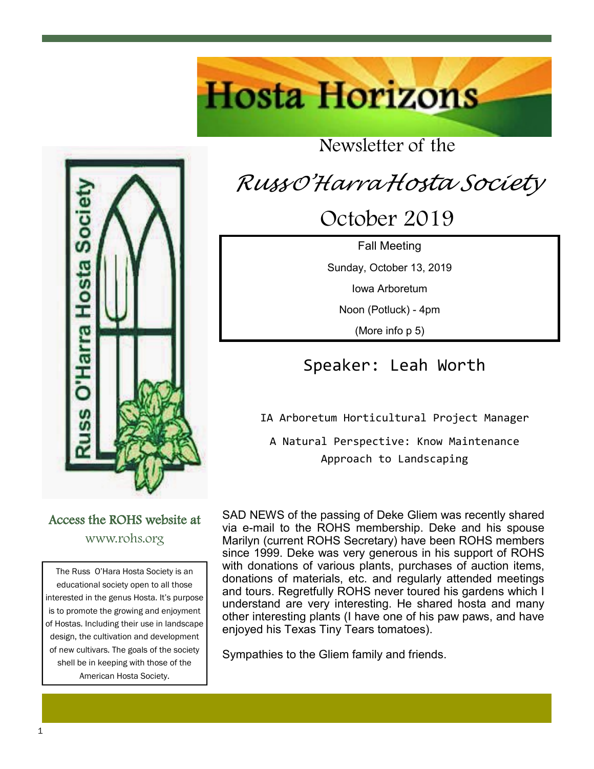# Hosta Horizons

Newsletter of the

## *Russ O'Harra Hosta Society*

## October 2019

| Fall Meeting |
|---|
| Sunday, October 13, 2019 |
| Iowa Arboretum |
| Noon (Potluck) - 4pm |
| (More info p 5) |

### Speaker: Leah Worth

IA Arboretum Horticultural Project Manager

A Natural Perspective: Know Maintenance Approach to Landscaping

**Access the ROHS website at**
www.rohs.org

The Russ O'Hara Hosta Society is an educational society open to all those interested in the genus Hosta. It's purpose is to promote the growing and enjoyment of Hostas. Including their use in landscape design, the cultivation and development of new cultivars. The goals of the society shell be in keeping with those of the American Hosta Society.

SAD NEWS of the passing of Deke Gliem was recently shared via e-mail to the ROHS membership. Deke and his spouse Marilyn (current ROHS Secretary) have been ROHS members since 1999. Deke was very generous in his support of ROHS with donations of various plants, purchases of auction items, donations of materials, etc. and regularly attended meetings and tours. Regretfully ROHS never toured his gardens which I understand are very interesting. He shared hosta and many other interesting plants (I have one of his paw paws, and have enjoyed his Texas Tiny Tears tomatoes).

Sympathies to the Gliem family and friends.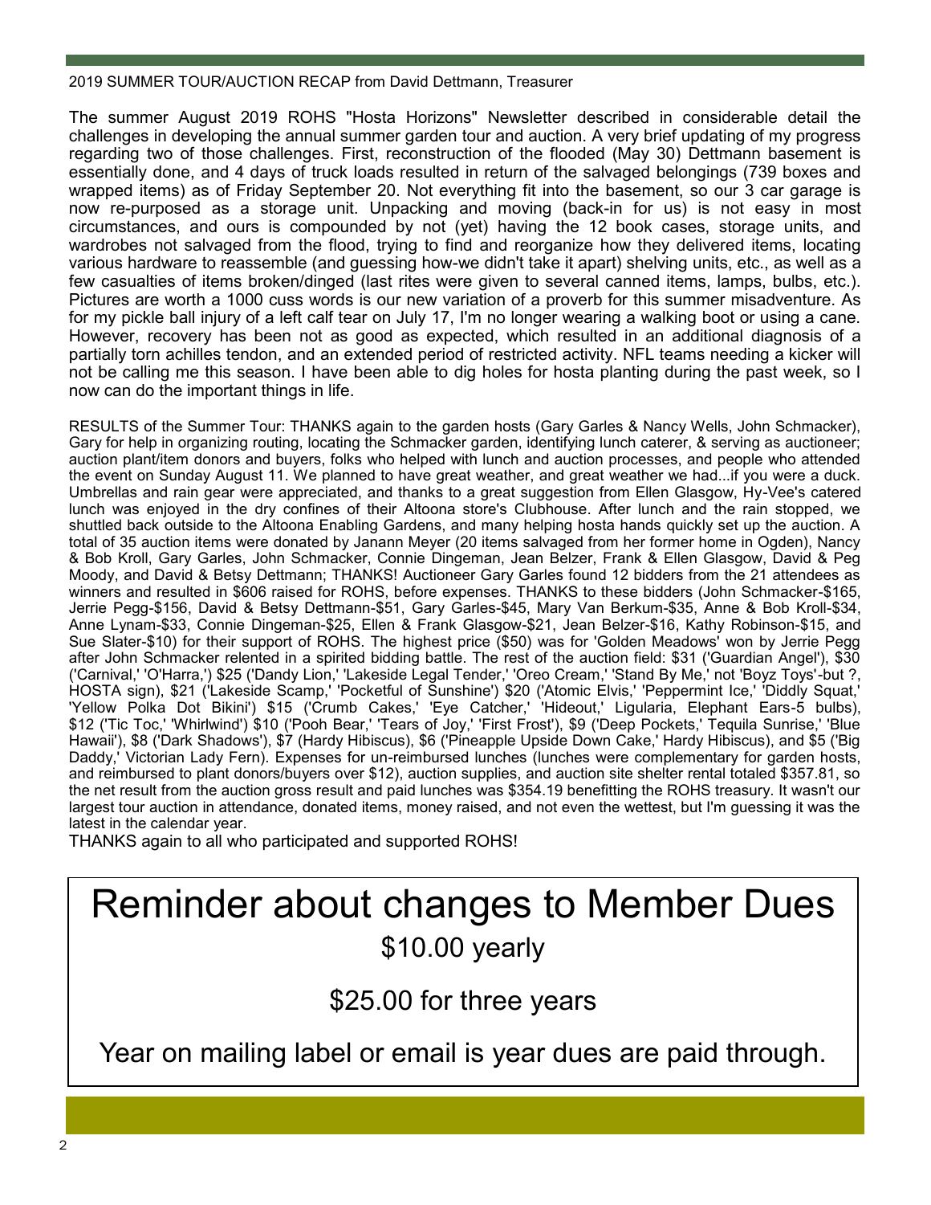2019 SUMMER TOUR/AUCTION RECAP from David Dettmann, Treasurer

The summer August 2019 ROHS "Hosta Horizons" Newsletter described in considerable detail the challenges in developing the annual summer garden tour and auction. A very brief updating of my progress regarding two of those challenges. First, reconstruction of the flooded (May 30) Dettmann basement is essentially done, and 4 days of truck loads resulted in return of the salvaged belongings (739 boxes and wrapped items) as of Friday September 20. Not everything fit into the basement, so our 3 car garage is now re-purposed as a storage unit. Unpacking and moving (back-in for us) is not easy in most circumstances, and ours is compounded by not (yet) having the 12 book cases, storage units, and wardrobes not salvaged from the flood, trying to find and reorganize how they delivered items, locating various hardware to reassemble (and guessing how-we didn't take it apart) shelving units, etc., as well as a few casualties of items broken/dinged (last rites were given to several canned items, lamps, bulbs, etc.). Pictures are worth a 1000 cuss words is our new variation of a proverb for this summer misadventure. As for my pickle ball injury of a left calf tear on July 17, I'm no longer wearing a walking boot or using a cane. However, recovery has been not as good as expected, which resulted in an additional diagnosis of a partially torn achilles tendon, and an extended period of restricted activity. NFL teams needing a kicker will not be calling me this season. I have been able to dig holes for hosta planting during the past week, so I now can do the important things in life.

RESULTS of the Summer Tour: THANKS again to the garden hosts (Gary Garles & Nancy Wells, John Schmacker), Gary for help in organizing routing, locating the Schmacker garden, identifying lunch caterer, & serving as auctioneer; auction plant/item donors and buyers, folks who helped with lunch and auction processes, and people who attended the event on Sunday August 11. We planned to have great weather, and great weather we had...if you were a duck. Umbrellas and rain gear were appreciated, and thanks to a great suggestion from Ellen Glasgow, Hy-Vee's catered lunch was enjoyed in the dry confines of their Altoona store's Clubhouse. After lunch and the rain stopped, we shuttled back outside to the Altoona Enabling Gardens, and many helping hosta hands quickly set up the auction. A total of 35 auction items were donated by Janann Meyer (20 items salvaged from her former home in Ogden), Nancy & Bob Kroll, Gary Garles, John Schmacker, Connie Dingeman, Jean Belzer, Frank & Ellen Glasgow, David & Peg Moody, and David & Betsy Dettmann; THANKS! Auctioneer Gary Garles found 12 bidders from the 21 attendees as winners and resulted in $606 raised for ROHS, before expenses. THANKS to these bidders (John Schmacker-$165, Jerrie Pegg-$156, David & Betsy Dettmann-$51, Gary Garles-$45, Mary Van Berkum-$35, Anne & Bob Kroll-$34, Anne Lynam-$33, Connie Dingeman-$25, Ellen & Frank Glasgow-$21, Jean Belzer-$16, Kathy Robinson-$15, and Sue Slater-$10) for their support of ROHS. The highest price ($50) was for 'Golden Meadows' won by Jerrie Pegg after John Schmacker relented in a spirited bidding battle. The rest of the auction field: $31 ('Guardian Angel'), $30 ('Carnival,' 'O'Harra,') $25 ('Dandy Lion,' 'Lakeside Legal Tender,' 'Oreo Cream,' 'Stand By Me,' not 'Boyz Toys'-but ?, HOSTA sign), $21 ('Lakeside Scamp,' 'Pocketful of Sunshine') $20 ('Atomic Elvis,' 'Peppermint Ice,' 'Diddly Squat,' 'Yellow Polka Dot Bikini') $15 ('Crumb Cakes,' 'Eye Catcher,' 'Hideout,' Ligularia, Elephant Ears-5 bulbs), $12 ('Tic Toc,' 'Whirlwind') $10 ('Pooh Bear,' 'Tears of Joy,' 'First Frost'), $9 ('Deep Pockets,' Tequila Sunrise,' 'Blue Hawaii'), $8 ('Dark Shadows'), $7 (Hardy Hibiscus), $6 ('Pineapple Upside Down Cake,' Hardy Hibiscus), and $5 ('Big Daddy,' Victorian Lady Fern). Expenses for un-reimbursed lunches (lunches were complementary for garden hosts, and reimbursed to plant donors/buyers over $12), auction supplies, and auction site shelter rental totaled $357.81, so the net result from the auction gross result and paid lunches was $354.19 benefitting the ROHS treasury. It wasn't our largest tour auction in attendance, donated items, money raised, and not even the wettest, but I'm guessing it was the latest in the calendar year.

THANKS again to all who participated and supported ROHS!

# Reminder about changes to Member Dues

## $10.00 yearly

## $25.00 for three years

## Year on mailing label or email is year dues are paid through.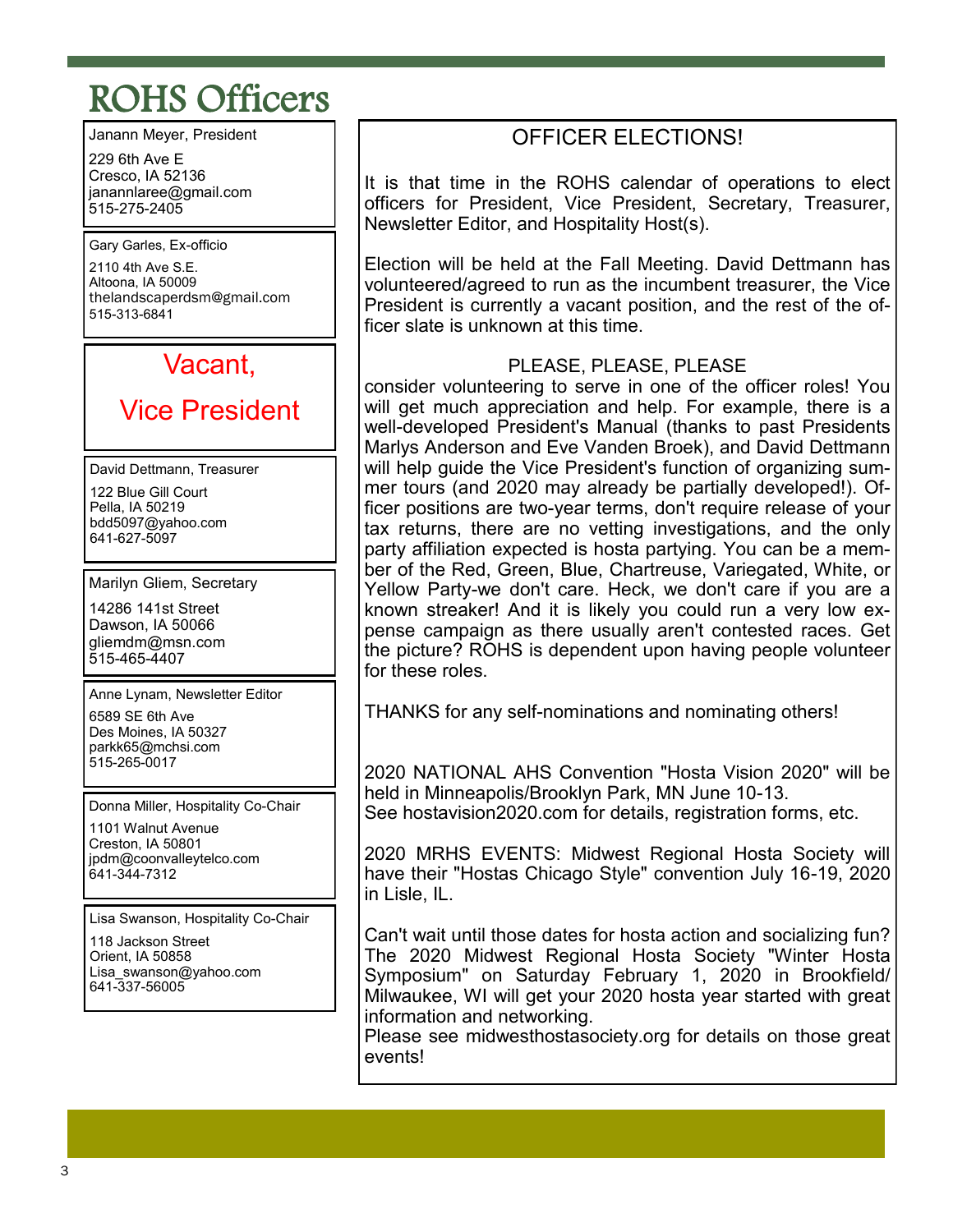# ROHS Officers

Janann Meyer, President

229 6th Ave E
Cresco, IA 52136
janannlaree@gmail.com
515-275-2405

Gary Garles, Ex-officio

2110 4th Ave S.E.
Altoona, IA 50009
thelandscaperdsm@gmail.com
515-313-6841

Vacant,

Vice President

David Dettmann, Treasurer

122 Blue Gill Court
Pella, IA 50219
bdd5097@yahoo.com
641-627-5097

Marilyn Gliem, Secretary

14286 141st Street
Dawson, IA 50066
gliemdm@msn.com
515-465-4407

Anne Lynam, Newsletter Editor

6589 SE 6th Ave
Des Moines, IA 50327
parkk65@mchsi.com
515-265-0017

Donna Miller, Hospitality Co-Chair

1101 Walnut Avenue
Creston, IA 50801
jpdm@coonvalleytelco.com
641-344-7312

Lisa Swanson, Hospitality Co-Chair

118 Jackson Street
Orient, IA 50858
Lisa_swanson@yahoo.com
641-337-56005

## OFFICER ELECTIONS!

It is that time in the ROHS calendar of operations to elect officers for President, Vice President, Secretary, Treasurer, Newsletter Editor, and Hospitality Host(s).

Election will be held at the Fall Meeting. David Dettmann has volunteered/agreed to run as the incumbent treasurer, the Vice President is currently a vacant position, and the rest of the officer slate is unknown at this time.

PLEASE, PLEASE, PLEASE

consider volunteering to serve in one of the officer roles! You will get much appreciation and help. For example, there is a well-developed President's Manual (thanks to past Presidents Marlys Anderson and Eve Vanden Broek), and David Dettmann will help guide the Vice President's function of organizing summer tours (and 2020 may already be partially developed!). Officer positions are two-year terms, don't require release of your tax returns, there are no vetting investigations, and the only party affiliation expected is hosta partying. You can be a member of the Red, Green, Blue, Chartreuse, Variegated, White, or Yellow Party-we don't care. Heck, we don't care if you are a known streaker! And it is likely you could run a very low expense campaign as there usually aren't contested races. Get the picture? ROHS is dependent upon having people volunteer for these roles.

THANKS for any self-nominations and nominating others!

2020 NATIONAL AHS Convention "Hosta Vision 2020" will be held in Minneapolis/Brooklyn Park, MN June 10-13.
See hostavision2020.com for details, registration forms, etc.

2020 MRHS EVENTS: Midwest Regional Hosta Society will have their "Hostas Chicago Style" convention July 16-19, 2020 in Lisle, IL.

Can't wait until those dates for hosta action and socializing fun? The 2020 Midwest Regional Hosta Society "Winter Hosta Symposium" on Saturday February 1, 2020 in Brookfield/Milwaukee, WI will get your 2020 hosta year started with great information and networking.
Please see midwesthostasociety.org for details on those great events!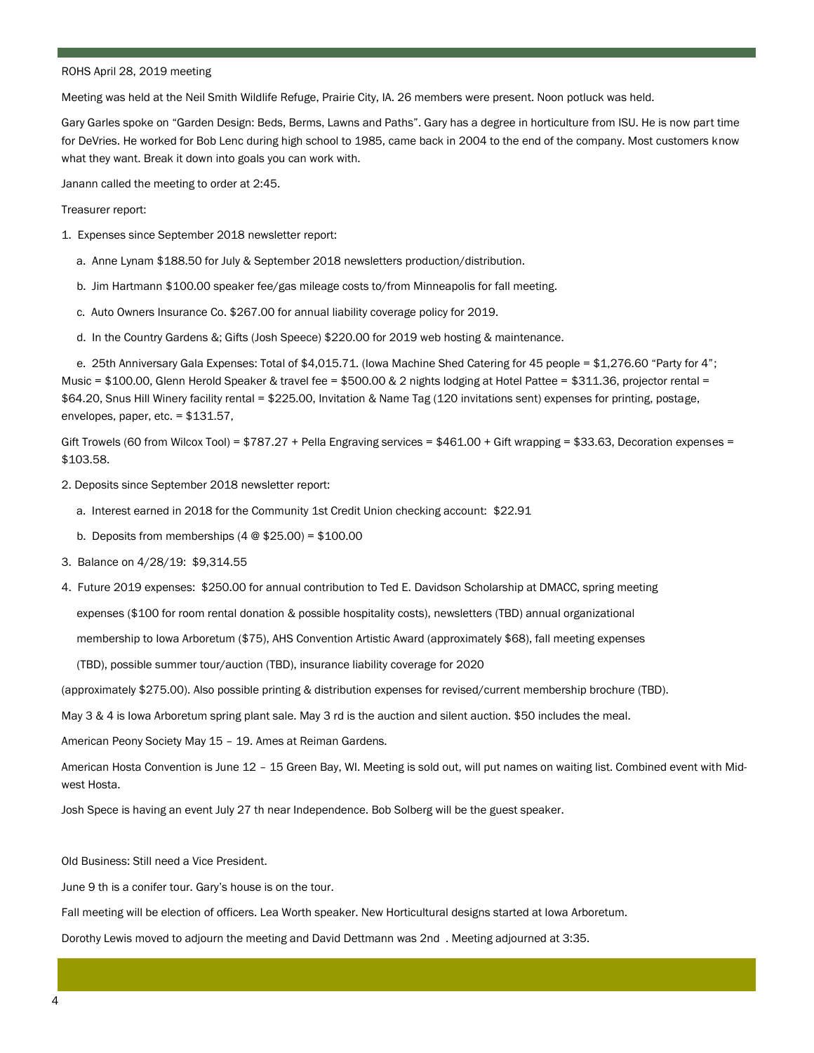ROHS April 28, 2019 meeting

Meeting was held at the Neil Smith Wildlife Refuge, Prairie City, IA. 26 members were present. Noon potluck was held.

Gary Garles spoke on "Garden Design: Beds, Berms, Lawns and Paths". Gary has a degree in horticulture from ISU. He is now part time for DeVries. He worked for Bob Lenc during high school to 1985, came back in 2004 to the end of the company. Most customers know what they want. Break it down into goals you can work with.

Janann called the meeting to order at 2:45.

Treasurer report:

1. Expenses since September 2018 newsletter report:

   a. Anne Lynam $188.50 for July & September 2018 newsletters production/distribution.

   b. Jim Hartmann $100.00 speaker fee/gas mileage costs to/from Minneapolis for fall meeting.

   c. Auto Owners Insurance Co. $267.00 for annual liability coverage policy for 2019.

   d. In the Country Gardens &; Gifts (Josh Speece) $220.00 for 2019 web hosting & maintenance.

   e. 25th Anniversary Gala Expenses: Total of $4,015.71. (Iowa Machine Shed Catering for 45 people = $1,276.60 "Party for 4"; Music = $100.00, Glenn Herold Speaker & travel fee = $500.00 & 2 nights lodging at Hotel Pattee = $311.36, projector rental = $64.20, Snus Hill Winery facility rental = $225.00, Invitation & Name Tag (120 invitations sent) expenses for printing, postage, envelopes, paper, etc. = $131.57,

Gift Trowels (60 from Wilcox Tool) = $787.27 + Pella Engraving services = $461.00 + Gift wrapping = $33.63, Decoration expenses = $103.58.

2. Deposits since September 2018 newsletter report:

   a. Interest earned in 2018 for the Community 1st Credit Union checking account: $22.91

   b. Deposits from memberships (4 @ $25.00) = $100.00

3. Balance on 4/28/19: $9,314.55

4. Future 2019 expenses: $250.00 for annual contribution to Ted E. Davidson Scholarship at DMACC, spring meeting expenses ($100 for room rental donation & possible hospitality costs), newsletters (TBD) annual organizational membership to Iowa Arboretum ($75), AHS Convention Artistic Award (approximately $68), fall meeting expenses (TBD), possible summer tour/auction (TBD), insurance liability coverage for 2020 (approximately $275.00). Also possible printing & distribution expenses for revised/current membership brochure (TBD).

May 3 & 4 is Iowa Arboretum spring plant sale. May 3 rd is the auction and silent auction. $50 includes the meal.

American Peony Society May 15 – 19. Ames at Reiman Gardens.

American Hosta Convention is June 12 – 15 Green Bay, WI. Meeting is sold out, will put names on waiting list. Combined event with Midwest Hosta.

Josh Spece is having an event July 27 th near Independence. Bob Solberg will be the guest speaker.

Old Business: Still need a Vice President.

June 9 th is a conifer tour. Gary's house is on the tour.

Fall meeting will be election of officers. Lea Worth speaker. New Horticultural designs started at Iowa Arboretum.

Dorothy Lewis moved to adjourn the meeting and David Dettmann was 2nd . Meeting adjourned at 3:35.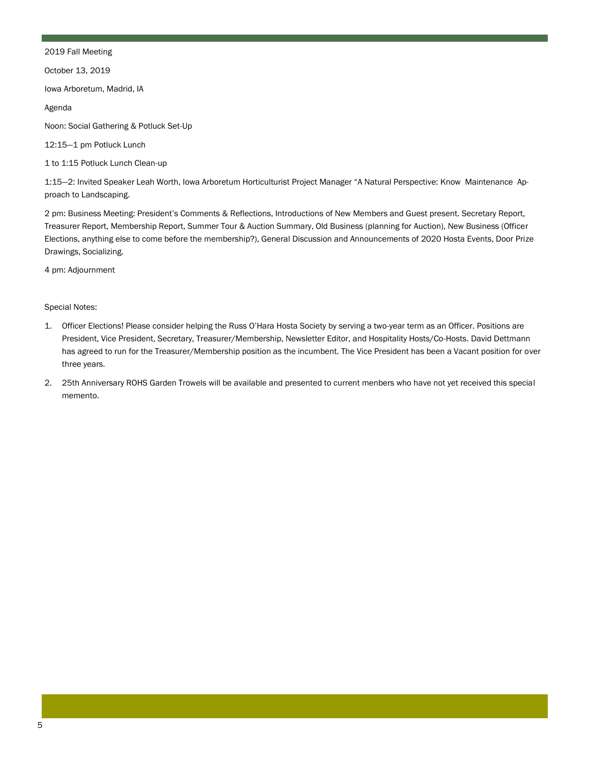2019 Fall Meeting

October 13, 2019

Iowa Arboretum, Madrid, IA

Agenda

Noon: Social Gathering & Potluck Set-Up

12:15—1 pm Potluck Lunch

1 to 1:15 Potluck Lunch Clean-up

1:15—2: Invited Speaker Leah Worth, Iowa Arboretum Horticulturist Project Manager "A Natural Perspective: Know Maintenance Approach to Landscaping.

2 pm: Business Meeting: President's Comments & Reflections, Introductions of New Members and Guest present. Secretary Report, Treasurer Report, Membership Report, Summer Tour & Auction Summary, Old Business (planning for Auction), New Business (Officer Elections, anything else to come before the membership?), General Discussion and Announcements of 2020 Hosta Events, Door Prize Drawings, Socializing.

4 pm: Adjournment

Special Notes:

1. Officer Elections! Please consider helping the Russ O'Hara Hosta Society by serving a two-year term as an Officer. Positions are President, Vice President, Secretary, Treasurer/Membership, Newsletter Editor, and Hospitality Hosts/Co-Hosts. David Dettmann has agreed to run for the Treasurer/Membership position as the incumbent. The Vice President has been a Vacant position for over three years.
2. 25th Anniversary ROHS Garden Trowels will be available and presented to current menbers who have not yet received this special memento.